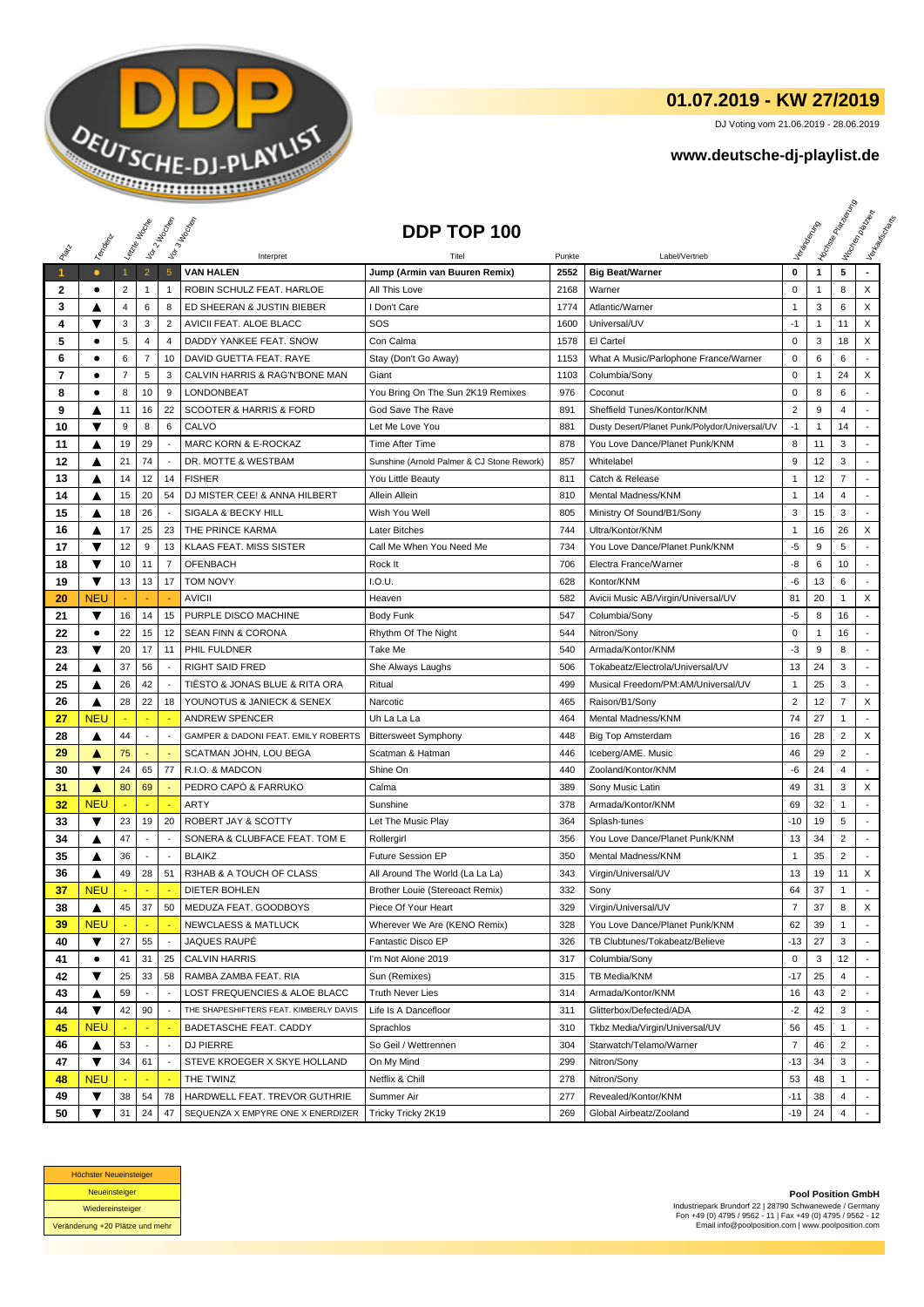## 01.07.2019 - KW 27/2019

DJ Voting vom 21.06.2019 - 28.06.2019

**www.deutsche-dj-playlist.de**

# DDP TOP 100

| Platz | Tendenz | Letzte Woche | Vor 2 Wochen | Vor 3 Wochen | Interpret | Titel | Punkte | Label/Vertrieb | Veränderung | Höchste Platzierung | Wochen platziert | Verkaufscharts |
|---|---|---|---|---|---|---|---|---|---|---|---|---|
| 1 | ● | 1 | 2 | 5 | **VAN HALEN** | **Jump (Armin van Buuren Remix)** | **2552** | **Big Beat/Warner** | **0** | **1** | **5** | **-** |
| 2 | ● | 2 | 1 | 1 | ROBIN SCHULZ FEAT. HARLOE | All This Love | 2168 | Warner | 0 | 1 | 8 | X |
| 3 | ▲ | 4 | 6 | 8 | ED SHEERAN & JUSTIN BIEBER | I Don't Care | 1774 | Atlantic/Warner | 1 | 3 | 6 | X |
| 4 | ▼ | 3 | 3 | 2 | AVICII FEAT. ALOE BLACC | SOS | 1600 | Universal/UV | -1 | 1 | 11 | X |
| 5 | ● | 5 | 4 | 4 | DADDY YANKEE FEAT. SNOW | Con Calma | 1578 | El Cartel | 0 | 3 | 18 | X |
| 6 | ● | 6 | 7 | 10 | DAVID GUETTA FEAT. RAYE | Stay (Don't Go Away) | 1153 | What A Music/Parlophone France/Warner | 0 | 6 | 6 | - |
| 7 | ● | 7 | 5 | 3 | CALVIN HARRIS & RAG'N'BONE MAN | Giant | 1103 | Columbia/Sony | 0 | 1 | 24 | X |
| 8 | ● | 8 | 10 | 9 | LONDONBEAT | You Bring On The Sun 2K19 Remixes | 976 | Coconut | 0 | 8 | 6 | - |
| 9 | ▲ | 11 | 16 | 22 | SCOOTER & HARRIS & FORD | God Save The Rave | 891 | Sheffield Tunes/Kontor/KNM | 2 | 9 | 4 | - |
| 10 | ▼ | 9 | 8 | 6 | CALVO | Let Me Love You | 881 | Dusty Desert/Planet Punk/Polydor/Universal/UV | -1 | 1 | 14 | - |
| 11 | ▲ | 19 | 29 | - | MARC KORN & E-ROCKAZ | Time After Time | 878 | You Love Dance/Planet Punk/KNM | 8 | 11 | 3 | - |
| 12 | ▲ | 21 | 74 | - | DR. MOTTE & WESTBAM | Sunshine (Arnold Palmer & CJ Stone Rework) | 857 | Whitelabel | 9 | 12 | 3 | - |
| 13 | ▲ | 14 | 12 | 14 | FISHER | You Little Beauty | 811 | Catch & Release | 1 | 12 | 7 | - |
| 14 | ▲ | 15 | 20 | 54 | DJ MISTER CEE! & ANNA HILBERT | Allein Allein | 810 | Mental Madness/KNM | 1 | 14 | 4 | - |
| 15 | ▲ | 18 | 26 | - | SIGALA & BECKY HILL | Wish You Well | 805 | Ministry Of Sound/B1/Sony | 3 | 15 | 3 | - |
| 16 | ▲ | 17 | 25 | 23 | THE PRINCE KARMA | Later Bitches | 744 | Ultra/Kontor/KNM | 1 | 16 | 26 | X |
| 17 | ▼ | 12 | 9 | 13 | KLAAS FEAT. MISS SISTER | Call Me When You Need Me | 734 | You Love Dance/Planet Punk/KNM | -5 | 9 | 5 | - |
| 18 | ▼ | 10 | 11 | 7 | OFENBACH | Rock It | 706 | Electra France/Warner | -8 | 6 | 10 | - |
| 19 | ▼ | 13 | 13 | 17 | TOM NOVY | I.O.U. | 628 | Kontor/KNM | -6 | 13 | 6 | - |
| 20 | NEU | - | - | - | AVICII | Heaven | 582 | Avicii Music AB/Virgin/Universal/UV | 81 | 20 | 1 | X |
| 21 | ▼ | 16 | 14 | 15 | PURPLE DISCO MACHINE | Body Funk | 547 | Columbia/Sony | -5 | 8 | 16 | - |
| 22 | ● | 22 | 15 | 12 | SEAN FINN & CORONA | Rhythm Of The Night | 544 | Nitron/Sony | 0 | 1 | 16 | - |
| 23 | ▼ | 20 | 17 | 11 | PHIL FULDNER | Take Me | 540 | Armada/Kontor/KNM | -3 | 9 | 8 | - |
| 24 | ▲ | 37 | 56 | - | RIGHT SAID FRED | She Always Laughs | 506 | Tokabeatz/Electrola/Universal/UV | 13 | 24 | 3 | - |
| 25 | ▲ | 26 | 42 | - | TIËSTO & JONAS BLUE & RITA ORA | Ritual | 499 | Musical Freedom/PM:AM/Universal/UV | 1 | 25 | 3 | - |
| 26 | ▲ | 28 | 22 | 18 | YOUNOTUS & JANIECK & SENEX | Narcotic | 465 | Raison/B1/Sony | 2 | 12 | 7 | X |
| 27 | NEU | - | - | - | ANDREW SPENCER | Uh La La La | 464 | Mental Madness/KNM | 74 | 27 | 1 | - |
| 28 | ▲ | 44 | - | - | GAMPER & DADONI FEAT. EMILY ROBERTS | Bittersweet Symphony | 448 | Big Top Amsterdam | 16 | 28 | 2 | X |
| 29 | ▲ | 75 | - | - | SCATMAN JOHN, LOU BEGA | Scatman & Hatman | 446 | Iceberg/AME. Music | 46 | 29 | 2 | - |
| 30 | ▼ | 24 | 65 | 77 | R.I.O. & MADCON | Shine On | 440 | Zooland/Kontor/KNM | -6 | 24 | 4 | - |
| 31 | ▲ | 80 | 69 | - | PEDRO CAPÒ & FARRUKO | Calma | 389 | Sony Music Latin | 49 | 31 | 3 | X |
| 32 | NEU | - | - | - | ARTY | Sunshine | 378 | Armada/Kontor/KNM | 69 | 32 | 1 | - |
| 33 | ▼ | 23 | 19 | 20 | ROBERT JAY & SCOTTY | Let The Music Play | 364 | Splash-tunes | -10 | 19 | 5 | - |
| 34 | ▲ | 47 | - | - | SONERA & CLUBFACE FEAT. TOM E | Rollergirl | 356 | You Love Dance/Planet Punk/KNM | 13 | 34 | 2 | - |
| 35 | ▲ | 36 | - | - | BLAIKZ | Future Session EP | 350 | Mental Madness/KNM | 1 | 35 | 2 | - |
| 36 | ▲ | 49 | 28 | 51 | R3HAB & A TOUCH OF CLASS | All Around The World (La La La) | 343 | Virgin/Universal/UV | 13 | 19 | 11 | X |
| 37 | NEU | - | - | - | DIETER BOHLEN | Brother Louie (Stereoact Remix) | 332 | Sony | 64 | 37 | 1 | - |
| 38 | ▲ | 45 | 37 | 50 | MEDUZA FEAT. GOODBOYS | Piece Of Your Heart | 329 | Virgin/Universal/UV | 7 | 37 | 8 | X |
| 39 | NEU | - | - | - | NEWCLAESS & MATLUCK | Wherever We Are (KENO Remix) | 328 | You Love Dance/Planet Punk/KNM | 62 | 39 | 1 | - |
| 40 | ▼ | 27 | 55 | - | JAQUES RAUPÉ | Fantastic Disco EP | 326 | TB Clubtunes/Tokabeatz/Believe | -13 | 27 | 3 | - |
| 41 | ● | 41 | 31 | 25 | CALVIN HARRIS | I'm Not Alone 2019 | 317 | Columbia/Sony | 0 | 3 | 12 | - |
| 42 | ▼ | 25 | 33 | 58 | RAMBA ZAMBA FEAT. RIA | Sun (Remixes) | 315 | TB Media/KNM | -17 | 25 | 4 | - |
| 43 | ▲ | 59 | - | - | LOST FREQUENCIES & ALOE BLACC | Truth Never Lies | 314 | Armada/Kontor/KNM | 16 | 43 | 2 | - |
| 44 | ▼ | 42 | 90 | - | THE SHAPESHIFTERS FEAT. KIMBERLY DAVIS | Life Is A Dancefloor | 311 | Glitterbox/Defected/ADA | -2 | 42 | 3 | - |
| 45 | NEU | - | - | - | BADETASCHE FEAT. CADDY | Sprachlos | 310 | Tkbz Media/Virgin/Universal/UV | 56 | 45 | 1 | - |
| 46 | ▲ | 53 | - | - | DJ PIERRE | So Geil / Wettrennen | 304 | Starwatch/Telamo/Warner | 7 | 46 | 2 | - |
| 47 | ▼ | 34 | 61 | - | STEVE KROEGER X SKYE HOLLAND | On My Mind | 299 | Nitron/Sony | -13 | 34 | 3 | - |
| 48 | NEU | - | - | - | THE TWINZ | Netflix & Chill | 278 | Nitron/Sony | 53 | 48 | 1 | - |
| 49 | ▼ | 38 | 54 | 78 | HARDWELL FEAT. TREVOR GUTHRIE | Summer Air | 277 | Revealed/Kontor/KNM | -11 | 38 | 4 | - |
| 50 | ▼ | 31 | 24 | 47 | SEQUENZA X EMPYRE ONE X ENERDIZER | Tricky Tricky 2K19 | 269 | Global Airbeatz/Zooland | -19 | 24 | 4 | - |

| |
|---|
| Höchster Neueinsteiger |
| Neueinsteiger |
| Wiedereinsteiger |
| Veränderung +20 Plätze und mehr |

**Pool Position GmbH**
Industriepark Brundorf 22 | 28790 Schwanewede / Germany
Fon +49 (0) 4795 / 9562 - 11 | Fax +49 (0) 4795 / 9562 - 12
Email info@poolposition.com | www.poolposition.com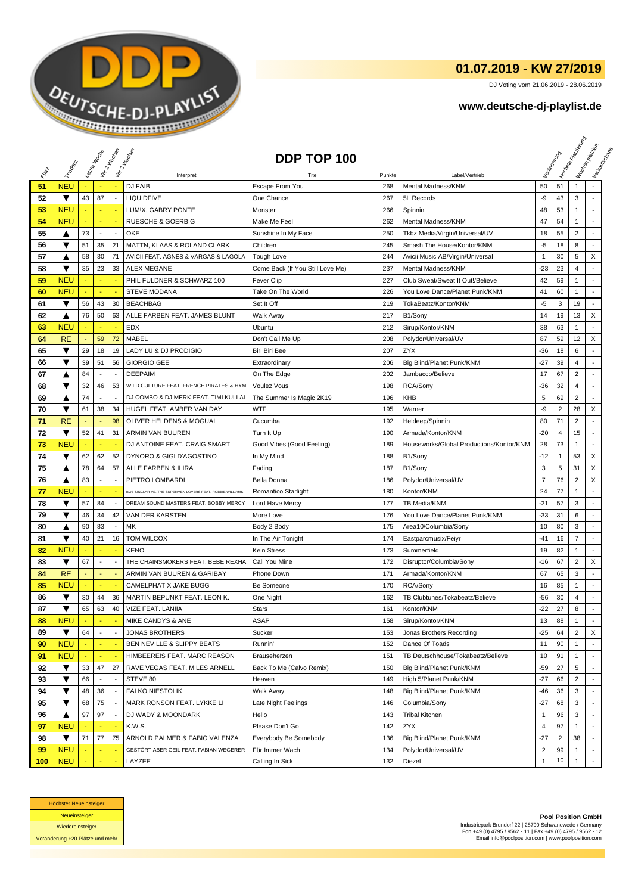DEUTSCHE-DJ-PLAYLIST

## 01.07.2019 - KW 27/2019

DJ Voting vom 21.06.2019 - 28.06.2019

**www.deutsche-dj-playlist.de**

# DDP TOP 100

| Platz | Tendenz | Letzte Woche | Vor 2 Wochen | Vor 3 Wochen | Interpret | Titel | Punkte | Label/Vertrieb | Veränderung | Höchste Platzierung | Wochen platziert | Verkaufscharts |
|---|---|---|---|---|---|---|---|---|---|---|---|---|
| 51 | NEU | - | - | - | DJ FAIB | Escape From You | 268 | Mental Madness/KNM | 50 | 51 | 1 | - |
| 52 | ▼ | 43 | 87 | - | LIQUIDFIVE | One Chance | 267 | 5L Records | -9 | 43 | 3 | - |
| 53 | NEU | - | - | - | LUM!X, GABRY PONTE | Monster | 266 | Spinnin | 48 | 53 | 1 | - |
| 54 | NEU | - | - | - | RUESCHE & GOERBIG | Make Me Feel | 262 | Mental Madness/KNM | 47 | 54 | 1 | - |
| 55 | ▲ | 73 | - | - | OKE | Sunshine In My Face | 250 | Tkbz Media/Virgin/Universal/UV | 18 | 55 | 2 | - |
| 56 | ▼ | 51 | 35 | 21 | MATTN, KLAAS & ROLAND CLARK | Children | 245 | Smash The House/Kontor/KNM | -5 | 18 | 8 | - |
| 57 | ▲ | 58 | 30 | 71 | AVICII FEAT. AGNES & VARGAS & LAGOLA | Tough Love | 244 | Avicii Music AB/Virgin/Universal | 1 | 30 | 5 | X |
| 58 | ▼ | 35 | 23 | 33 | ALEX MEGANE | Come Back (If You Still Love Me) | 237 | Mental Madness/KNM | -23 | 23 | 4 | - |
| 59 | NEU | - | - | - | PHIL FULDNER & SCHWARZ 100 | Fever Clip | 227 | Club Sweat/Sweat It Out!/Believe | 42 | 59 | 1 | - |
| 60 | NEU | - | - | - | STEVE MODANA | Take On The World | 226 | You Love Dance/Planet Punk/KNM | 41 | 60 | 1 | - |
| 61 | ▼ | 56 | 43 | 30 | BEACHBAG | Set It Off | 219 | TokaBeatz/Kontor/KNM | -5 | 3 | 19 | - |
| 62 | ▲ | 76 | 50 | 63 | ALLE FARBEN FEAT. JAMES BLUNT | Walk Away | 217 | B1/Sony | 14 | 19 | 13 | X |
| 63 | NEU | - | - | - | EDX | Ubuntu | 212 | Sirup/Kontor/KNM | 38 | 63 | 1 | - |
| 64 | RE | - | 59 | 72 | MABEL | Don't Call Me Up | 208 | Polydor/Universal/UV | 87 | 59 | 12 | X |
| 65 | ▼ | 29 | 18 | 19 | LADY LU & DJ PRODIGIO | Biri Biri Bee | 207 | ZYX | -36 | 18 | 6 | - |
| 66 | ▼ | 39 | 51 | 56 | GIORGIO GEE | Extraordinary | 206 | Big Blind/Planet Punk/KNM | -27 | 39 | 4 | - |
| 67 | ▲ | 84 | - | - | DEEPAIM | On The Edge | 202 | Jambacco/Believe | 17 | 67 | 2 | - |
| 68 | ▼ | 32 | 46 | 53 | WILD CULTURE FEAT. FRENCH PIRATES & HYM | Voulez Vous | 198 | RCA/Sony | -36 | 32 | 4 | - |
| 69 | ▲ | 74 | - | - | DJ COMBO & DJ MERK FEAT. TIMI KULLAI | The Summer Is Magic 2K19 | 196 | KHB | 5 | 69 | 2 | - |
| 70 | ▼ | 61 | 38 | 34 | HUGEL FEAT. AMBER VAN DAY | WTF | 195 | Warner | -9 | 2 | 28 | X |
| 71 | RE | - | - | 98 | OLIVER HELDENS & MOGUAI | Cucumba | 192 | Heldeep/Spinnin | 80 | 71 | 2 | - |
| 72 | ▼ | 52 | 41 | 31 | ARMIN VAN BUUREN | Turn It Up | 190 | Armada/Kontor/KNM | -20 | 4 | 15 | - |
| 73 | NEU | - | - | - | DJ ANTOINE FEAT. CRAIG SMART | Good Vibes (Good Feeling) | 189 | Houseworks/Global Productions/Kontor/KNM | 28 | 73 | 1 | - |
| 74 | ▼ | 62 | 62 | 52 | DYNORO & GIGI D'AGOSTINO | In My Mind | 188 | B1/Sony | -12 | 1 | 53 | X |
| 75 | ▲ | 78 | 64 | 57 | ALLE FARBEN & ILIRA | Fading | 187 | B1/Sony | 3 | 5 | 31 | X |
| 76 | ▲ | 83 | - | - | PIETRO LOMBARDI | Bella Donna | 186 | Polydor/Universal/UV | 7 | 76 | 2 | X |
| 77 | NEU | - | - | - | BOB SINCLAR VS. THE SUPERMEN LOVERS FEAT. ROBBIE WILLIAMS | Romantico Starlight | 180 | Kontor/KNM | 24 | 77 | 1 | - |
| 78 | ▼ | 57 | 84 | - | DREAM SOUND MASTERS FEAT. BOBBY MERCY | Lord Have Mercy | 177 | TB Media/KNM | -21 | 57 | 3 | - |
| 79 | ▼ | 46 | 34 | 42 | VAN DER KARSTEN | More Love | 176 | You Love Dance/Planet Punk/KNM | -33 | 31 | 6 | - |
| 80 | ▲ | 90 | 83 | - | MK | Body 2 Body | 175 | Area10/Columbia/Sony | 10 | 80 | 3 | - |
| 81 | ▼ | 40 | 21 | 16 | TOM WILCOX | In The Air Tonight | 174 | Eastparcmusix/Feiyr | -41 | 16 | 7 | - |
| 82 | NEU | - | - | - | KENO | Kein Stress | 173 | Summerfield | 19 | 82 | 1 | - |
| 83 | ▼ | 67 | - | - | THE CHAINSMOKERS FEAT. BEBE REXHA | Call You Mine | 172 | Disruptor/Columbia/Sony | -16 | 67 | 2 | X |
| 84 | RE | - | - | - | ARMIN VAN BUUREN & GARIBAY | Phone Down | 171 | Armada/Kontor/KNM | 67 | 65 | 3 | - |
| 85 | NEU | - | - | - | CAMELPHAT X JAKE BUGG | Be Someone | 170 | RCA/Sony | 16 | 85 | 1 | - |
| 86 | ▼ | 30 | 44 | 36 | MARTIN BEPUNKT FEAT. LEON K. | One Night | 162 | TB Clubtunes/Tokabeatz/Believe | -56 | 30 | 4 | - |
| 87 | ▼ | 65 | 63 | 40 | VIZE FEAT. LANIIA | Stars | 161 | Kontor/KNM | -22 | 27 | 8 | - |
| 88 | NEU | - | - | - | MIKE CANDYS & ANE | ASAP | 158 | Sirup/Kontor/KNM | 13 | 88 | 1 | - |
| 89 | ▼ | 64 | - | - | JONAS BROTHERS | Sucker | 153 | Jonas Brothers Recording | -25 | 64 | 2 | X |
| 90 | NEU | - | - | - | BEN NEVILLE & SLIPPY BEATS | Runnin' | 152 | Dance Of Toads | 11 | 90 | 1 | - |
| 91 | NEU | - | - | - | HIMBEERE!S FEAT. MARC REASON | Brauseherzen | 151 | TB Deutschhouse/Tokabeatz/Believe | 10 | 91 | 1 | - |
| 92 | ▼ | 33 | 47 | 27 | RAVE VEGAS FEAT. MILES ARNELL | Back To Me (Calvo Remix) | 150 | Big Blind/Planet Punk/KNM | -59 | 27 | 5 | - |
| 93 | ▼ | 66 | - | - | STEVE 80 | Heaven | 149 | High 5/Planet Punk/KNM | -27 | 66 | 2 | - |
| 94 | ▼ | 48 | 36 | - | FALKO NIESTOLIK | Walk Away | 148 | Big Blind/Planet Punk/KNM | -46 | 36 | 3 | - |
| 95 | ▼ | 68 | 75 | - | MARK RONSON FEAT. LYKKE LI | Late Night Feelings | 146 | Columbia/Sony | -27 | 68 | 3 | - |
| 96 | ▲ | 97 | 97 | - | DJ WADY & MOONDARK | Hello | 143 | Tribal Kitchen | 1 | 96 | 3 | - |
| 97 | NEU | - | - | - | K.W.S. | Please Don't Go | 142 | ZYX | 4 | 97 | 1 | - |
| 98 | ▼ | 71 | 77 | 75 | ARNOLD PALMER & FABIO VALENZA | Everybody Be Somebody | 136 | Big Blind/Planet Punk/KNM | -27 | 2 | 38 | - |
| 99 | NEU | - | - | - | GESTÖRT ABER GEIL FEAT. FABIAN WEGERER | Für Immer Wach | 134 | Polydor/Universal/UV | 2 | 99 | 1 | - |
| 100 | NEU | - | - | - | LAYZEE | Calling In Sick | 132 | Diezel | 1 | 10 | 1 | - |

Höchster Neueinsteiger
Neueinsteiger
Wiedereinsteiger
Veränderung +20 Plätze und mehr

**Pool Position GmbH**
Industriepark Brundorf 22 | 28790 Schwanewede / Germany
Fon +49 (0) 4795 / 9562 - 11 | Fax +49 (0) 4795 / 9562 - 12
Email info@poolposition.com | www.poolposition.com